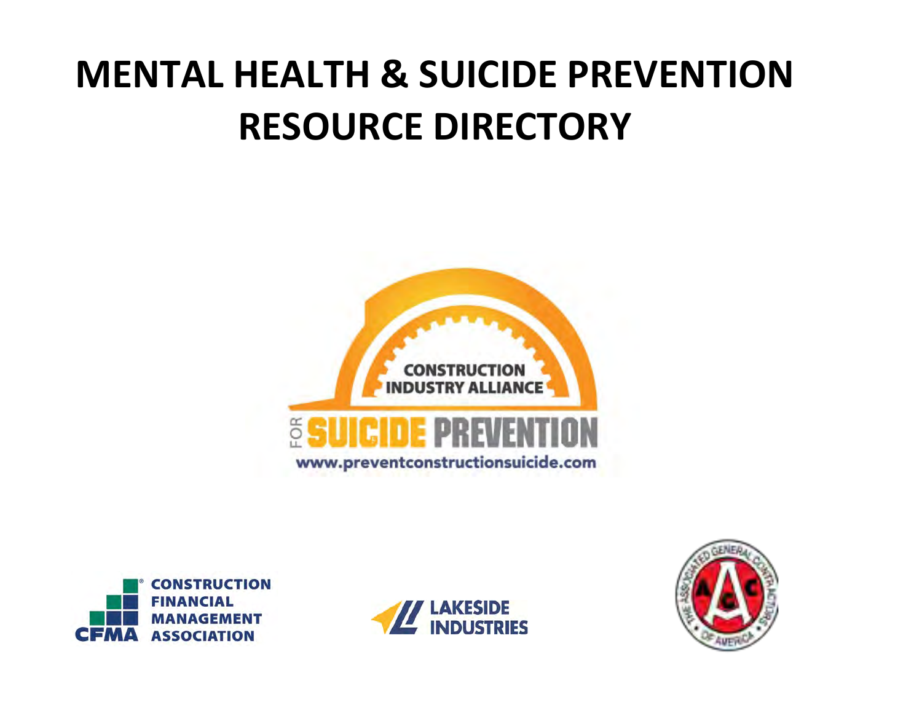# MENTAL HEALTH & SUICIDE PREVENTION RESOURCE DIRECTORY

CONSTRUCTION INDUSTRY ALLIANCE

FOR SUICIDE PREVENTION

www.preventconstructionsuicide.com

CFMA CONSTRUCTION FINANCIAL MANAGEMENT ASSOCIATION

LAKESIDE INDUSTRIES

THE ASSOCIATED GENERAL CONTRACTORS OF AMERICA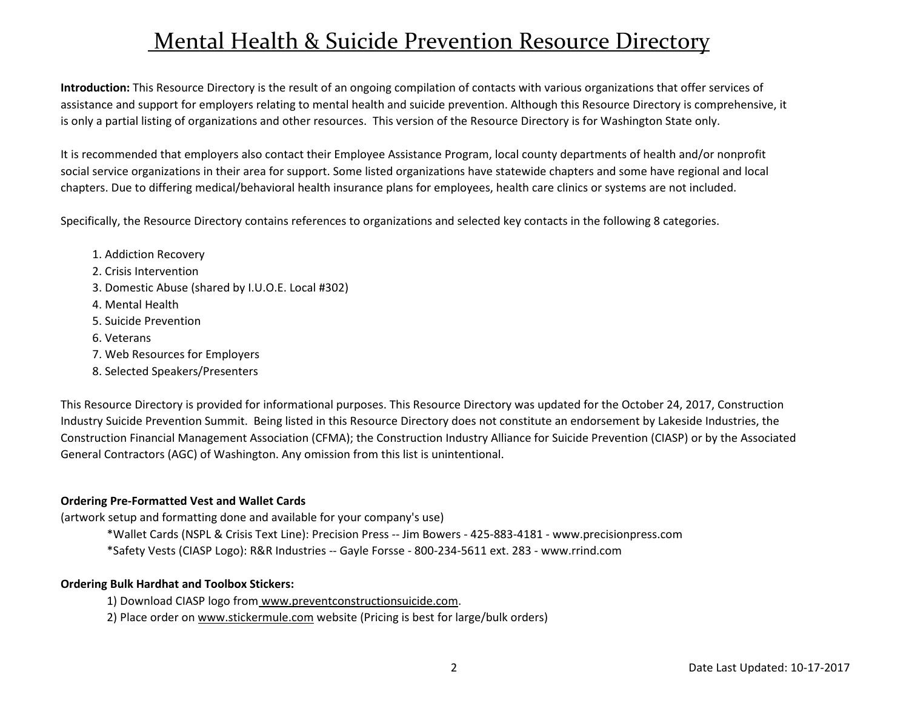# Mental Health & Suicide Prevention Resource Directory

**Introduction:** This Resource Directory is the result of an ongoing compilation of contacts with various organizations that offer services of assistance and support for employers relating to mental health and suicide prevention. Although this Resource Directory is comprehensive, it is only a partial listing of organizations and other resources. This version of the Resource Directory is for Washington State only.

It is recommended that employers also contact their Employee Assistance Program, local county departments of health and/or nonprofit social service organizations in their area for support. Some listed organizations have statewide chapters and some have regional and local chapters. Due to differing medical/behavioral health insurance plans for employees, health care clinics or systems are not included.

Specifically, the Resource Directory contains references to organizations and selected key contacts in the following 8 categories.

1. Addiction Recovery
2. Crisis Intervention
3. Domestic Abuse (shared by I.U.O.E. Local #302)
4. Mental Health
5. Suicide Prevention
6. Veterans
7. Web Resources for Employers
8. Selected Speakers/Presenters

This Resource Directory is provided for informational purposes. This Resource Directory was updated for the October 24, 2017, Construction Industry Suicide Prevention Summit. Being listed in this Resource Directory does not constitute an endorsement by Lakeside Industries, the Construction Financial Management Association (CFMA); the Construction Industry Alliance for Suicide Prevention (CIASP) or by the Associated General Contractors (AGC) of Washington. Any omission from this list is unintentional.

**Ordering Pre-Formatted Vest and Wallet Cards**
(artwork setup and formatting done and available for your company's use)

*Wallet Cards (NSPL & Crisis Text Line): Precision Press -- Jim Bowers - 425-883-4181 - www.precisionpress.com
*Safety Vests (CIASP Logo): R&R Industries -- Gayle Forsse - 800-234-5611 ext. 283 - www.rrind.com

**Ordering Bulk Hardhat and Toolbox Stickers:**

1) Download CIASP logo from www.preventconstructionsuicide.com.
2) Place order on www.stickermule.com website (Pricing is best for large/bulk orders)

Date Last Updated: 10-17-2017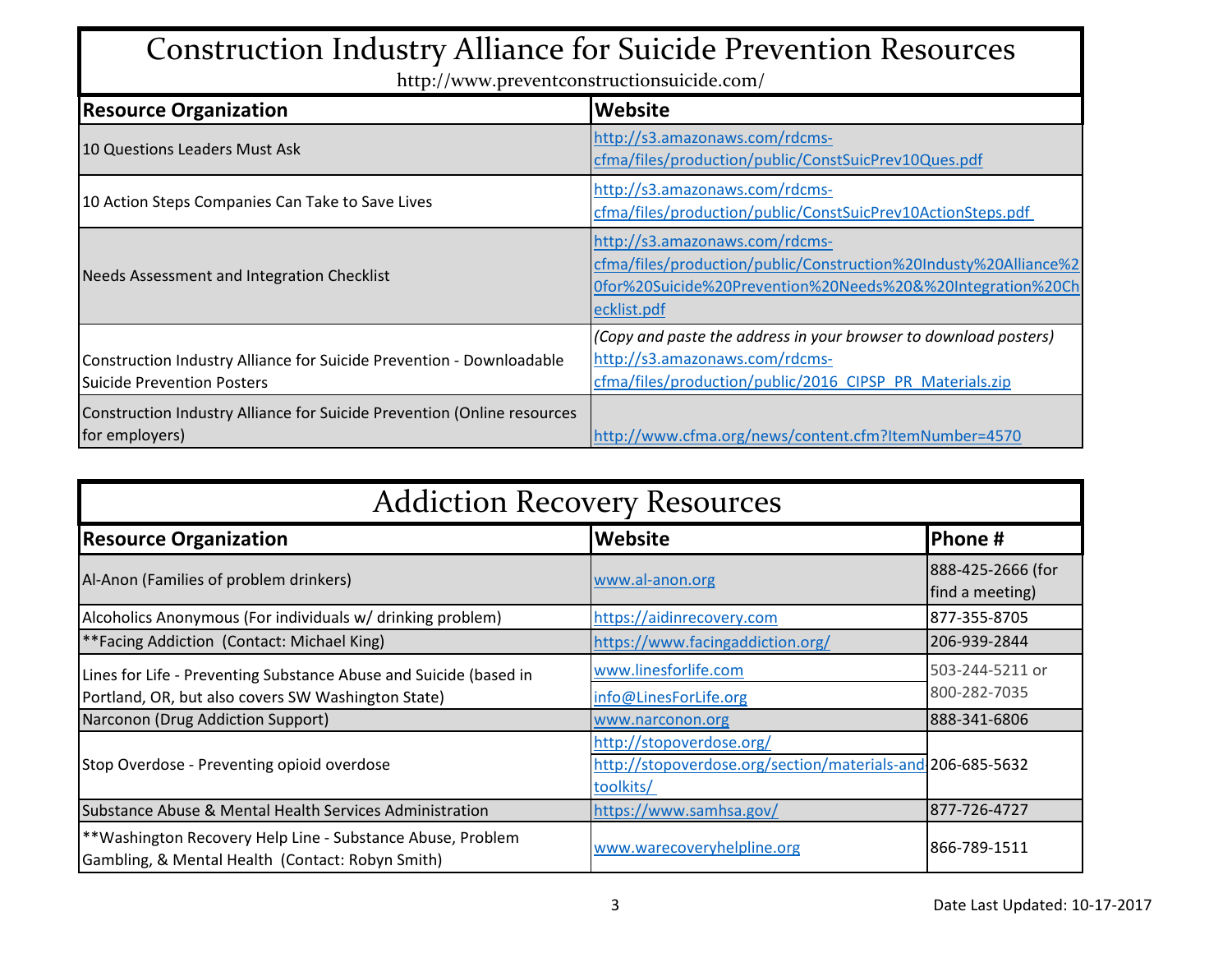## Construction Industry Alliance for Suicide Prevention Resources

http://www.preventconstructionsuicide.com/

| Resource Organization | Website |
|---|---|
| 10 Questions Leaders Must Ask | http://s3.amazonaws.com/rdcms-cfma/files/production/public/ConstSuicPrev10Ques.pdf |
| 10 Action Steps Companies Can Take to Save Lives | http://s3.amazonaws.com/rdcms-cfma/files/production/public/ConstSuicPrev10ActionSteps.pdf |
| Needs Assessment and Integration Checklist | http://s3.amazonaws.com/rdcms-cfma/files/production/public/Construction%20Industy%20Alliance%20for%20Suicide%20Prevention%20Needs%20&%20Integration%20Checklist.pdf |
| Construction Industry Alliance for Suicide Prevention - Downloadable Suicide Prevention Posters | *(Copy and paste the address in your browser to download posters)* http://s3.amazonaws.com/rdcms-cfma/files/production/public/2016_CIPSP_PR_Materials.zip |
| Construction Industry Alliance for Suicide Prevention (Online resources for employers) | http://www.cfma.org/news/content.cfm?ItemNumber=4570 |

## Addiction Recovery Resources

| Resource Organization | Website | Phone # |
|---|---|---|
| Al-Anon (Families of problem drinkers) | www.al-anon.org | 888-425-2666 (for find a meeting) |
| Alcoholics Anonymous (For individuals w/ drinking problem) | https://aidinrecovery.com | 877-355-8705 |
| **Facing Addiction (Contact: Michael King) | https://www.facingaddiction.org/ | 206-939-2844 |
| Lines for Life - Preventing Substance Abuse and Suicide (based in Portland, OR, but also covers SW Washington State) | www.linesforlife.com<br>info@LinesForLife.org | 503-244-5211 or 800-282-7035 |
| Narconon (Drug Addiction Support) | www.narconon.org | 888-341-6806 |
| Stop Overdose - Preventing opioid overdose | http://stopoverdose.org/<br>http://stopoverdose.org/section/materials-and-toolkits/ | 206-685-5632 |
| Substance Abuse & Mental Health Services Administration | https://www.samhsa.gov/ | 877-726-4727 |
| **Washington Recovery Help Line - Substance Abuse, Problem Gambling, & Mental Health (Contact: Robyn Smith) | www.warecoveryhelpline.org | 866-789-1511 |

Date Last Updated: 10-17-2017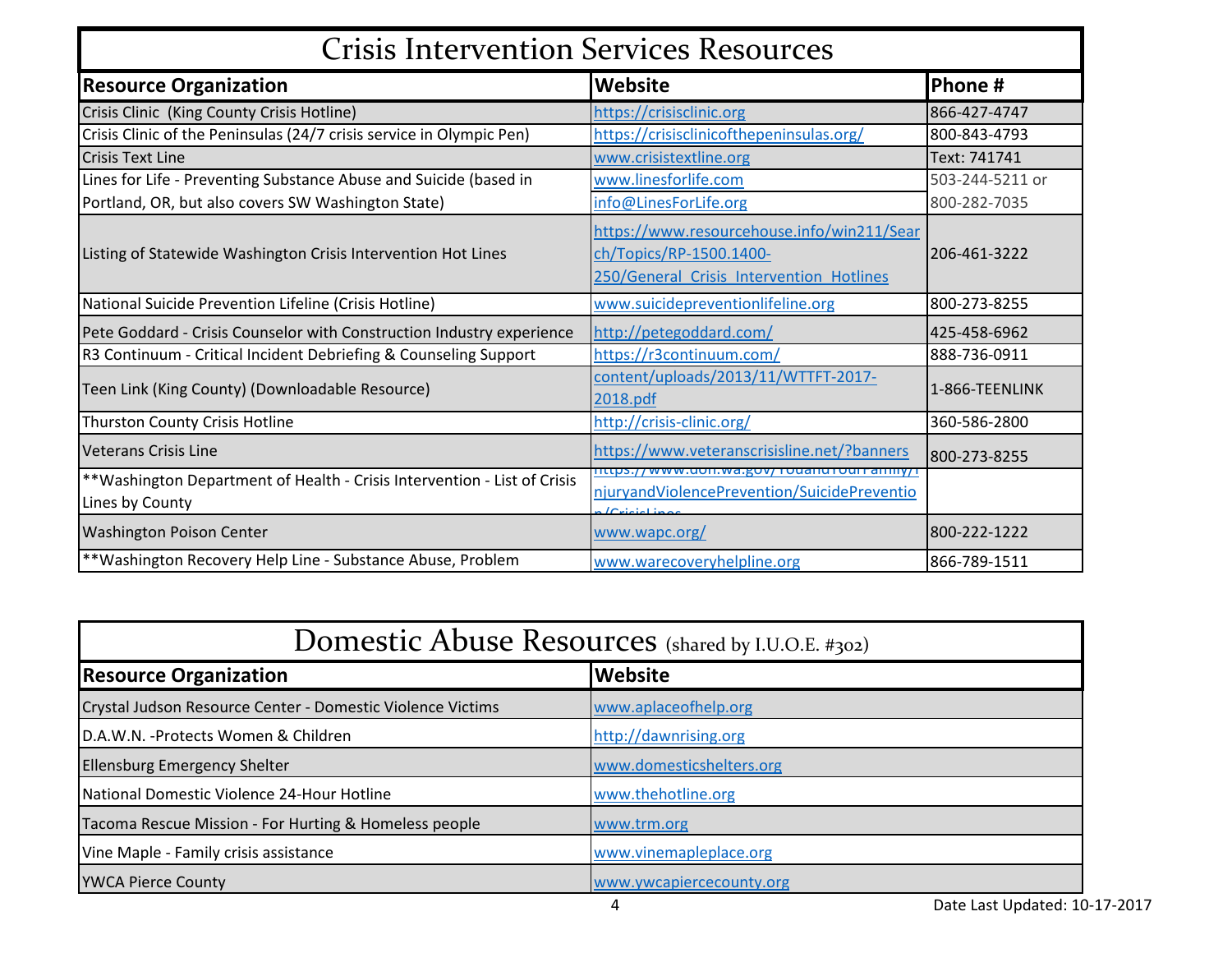## Crisis Intervention Services Resources

| Resource Organization | Website | Phone # |
|---|---|---|
| Crisis Clinic (King County Crisis Hotline) | https://crisisclinic.org | 866-427-4747 |
| Crisis Clinic of the Peninsulas (24/7 crisis service in Olympic Pen) | https://crisisclinicofthepeninsulas.org/ | 800-843-4793 |
| Crisis Text Line | www.crisistextline.org | Text: 741741 |
| Lines for Life - Preventing Substance Abuse and Suicide (based in Portland, OR, but also covers SW Washington State) | www.linesforlife.com info@LinesForLife.org | 503-244-5211 or 800-282-7035 |
| Listing of Statewide Washington Crisis Intervention Hot Lines | https://www.resourcehouse.info/win211/Search/Topics/RP-1500.1400-250/General_Crisis_Intervention_Hotlines | 206-461-3222 |
| National Suicide Prevention Lifeline (Crisis Hotline) | www.suicidepreventionlifeline.org | 800-273-8255 |
| Pete Goddard - Crisis Counselor with Construction Industry experience | http://petegoddard.com/ | 425-458-6962 |
| R3 Continuum - Critical Incident Debriefing & Counseling Support | https://r3continuum.com/ | 888-736-0911 |
| Teen Link (King County) (Downloadable Resource) | content/uploads/2013/11/WTTFT-2017-2018.pdf | 1-866-TEENLINK |
| Thurston County Crisis Hotline | http://crisis-clinic.org/ | 360-586-2800 |
| Veterans Crisis Line | https://www.veteranscrisisline.net/?banners | 800-273-8255 |
| **Washington Department of Health - Crisis Intervention - List of Crisis Lines by County | https://www.doh.wa.gov/YouandYourFamily/InjuryandViolencePrevention/SuicidePrevention/CrisisLines | |
| Washington Poison Center | www.wapc.org/ | 800-222-1222 |
| **Washington Recovery Help Line - Substance Abuse, Problem | www.warecoveryhelpline.org | 866-789-1511 |

## Domestic Abuse Resources (shared by I.U.O.E. #302)

| Resource Organization | Website |
|---|---|
| Crystal Judson Resource Center - Domestic Violence Victims | www.aplaceofhelp.org |
| D.A.W.N. -Protects Women & Children | http://dawnrising.org |
| Ellensburg Emergency Shelter | www.domesticshelters.org |
| National Domestic Violence 24-Hour Hotline | www.thehotline.org |
| Tacoma Rescue Mission - For Hurting & Homeless people | www.trm.org |
| Vine Maple - Family crisis assistance | www.vinemapleplace.org |
| YWCA Pierce County | www.ywcapiercecounty.org |

Date Last Updated: 10-17-2017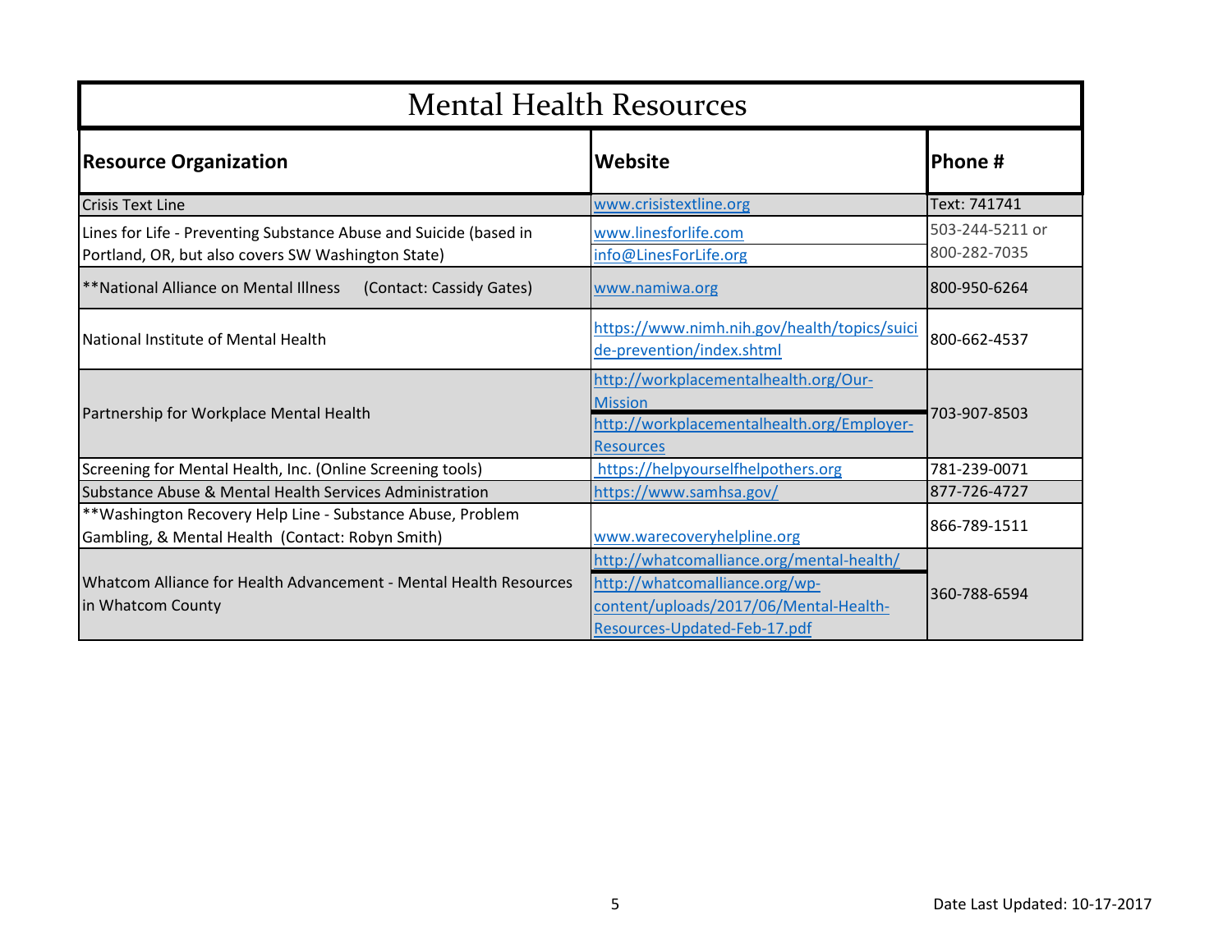# Mental Health Resources

| Resource Organization | Website | Phone # |
|---|---|---|
| Crisis Text Line | www.crisistextline.org | Text: 741741 |
| Lines for Life - Preventing Substance Abuse and Suicide (based in Portland, OR, but also covers SW Washington State) | www.linesforlife.com<br>info@LinesForLife.org | 503-244-5211 or 800-282-7035 |
| **National Alliance on Mental Illness (Contact: Cassidy Gates) | www.namiwa.org | 800-950-6264 |
| National Institute of Mental Health | https://www.nimh.nih.gov/health/topics/suicide-prevention/index.shtml | 800-662-4537 |
| Partnership for Workplace Mental Health | http://workplacementalhealth.org/Our-Mission<br>http://workplacementalhealth.org/Employer-Resources | 703-907-8503 |
| Screening for Mental Health, Inc. (Online Screening tools) | https://helpyourselfhelpothers.org | 781-239-0071 |
| Substance Abuse & Mental Health Services Administration | https://www.samhsa.gov/ | 877-726-4727 |
| **Washington Recovery Help Line - Substance Abuse, Problem Gambling, & Mental Health (Contact: Robyn Smith) | www.warecoveryhelpline.org | 866-789-1511 |
| Whatcom Alliance for Health Advancement - Mental Health Resources in Whatcom County | http://whatcomalliance.org/mental-health/<br>http://whatcomalliance.org/wp-content/uploads/2017/06/Mental-Health-Resources-Updated-Feb-17.pdf | 360-788-6594 |

Date Last Updated: 10-17-2017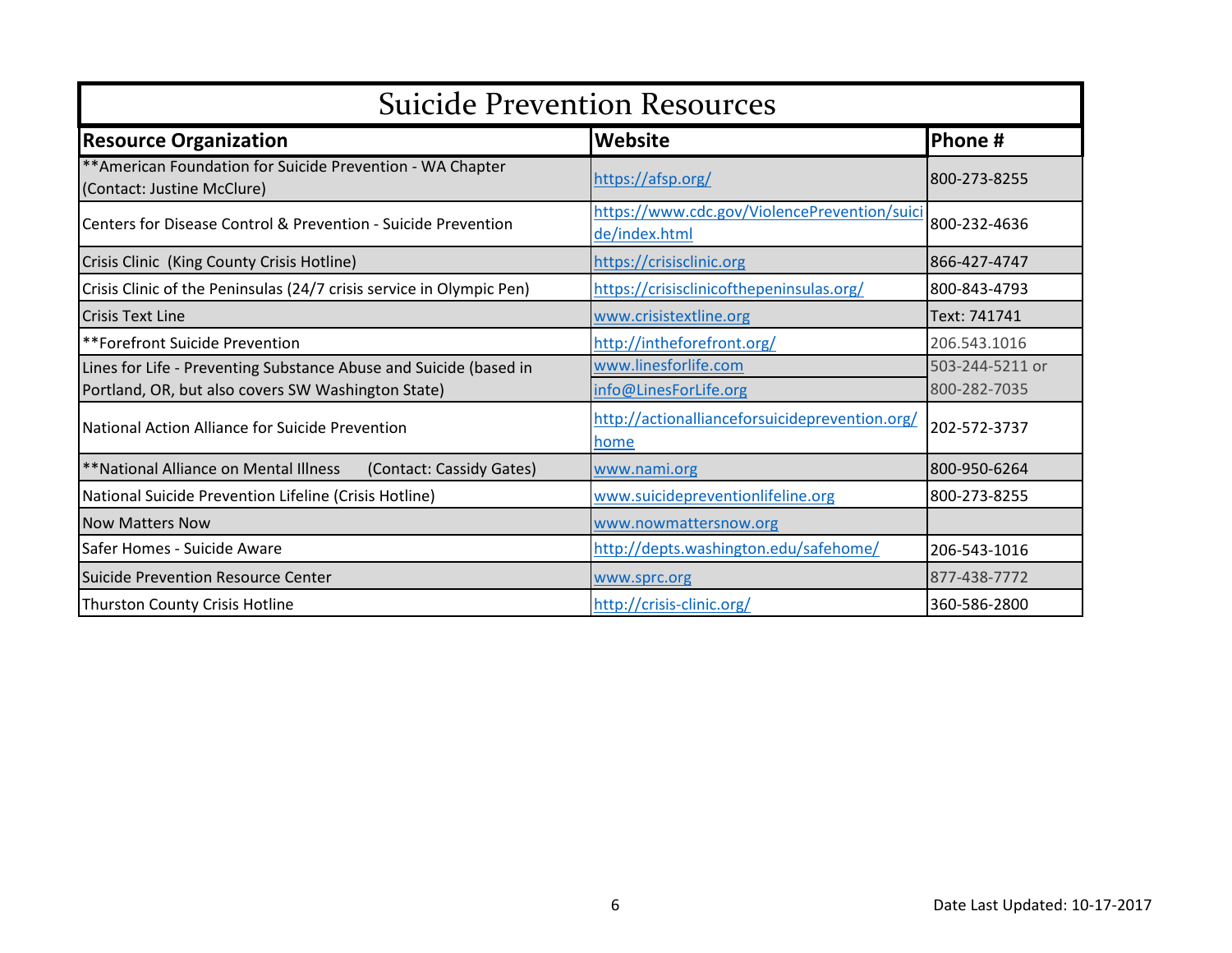# Suicide Prevention Resources

| Resource Organization | Website | Phone # |
|---|---|---|
| **American Foundation for Suicide Prevention - WA Chapter (Contact: Justine McClure) | https://afsp.org/ | 800-273-8255 |
| Centers for Disease Control & Prevention - Suicide Prevention | https://www.cdc.gov/ViolencePrevention/suicide/index.html | 800-232-4636 |
| Crisis Clinic (King County Crisis Hotline) | https://crisisclinic.org | 866-427-4747 |
| Crisis Clinic of the Peninsulas (24/7 crisis service in Olympic Pen) | https://crisisclinicofthepeninsulas.org/ | 800-843-4793 |
| Crisis Text Line | www.crisistextline.org | Text: 741741 |
| **Forefront Suicide Prevention | http://intheforefront.org/ | 206.543.1016 |
| Lines for Life - Preventing Substance Abuse and Suicide (based in Portland, OR, but also covers SW Washington State) | www.linesforlife.com<br>info@LinesForLife.org | 503-244-5211 or 800-282-7035 |
| National Action Alliance for Suicide Prevention | http://actionallianceforsuicideprevention.org/home | 202-572-3737 |
| **National Alliance on Mental Illness (Contact: Cassidy Gates) | www.nami.org | 800-950-6264 |
| National Suicide Prevention Lifeline (Crisis Hotline) | www.suicidepreventionlifeline.org | 800-273-8255 |
| Now Matters Now | www.nowmattersnow.org | |
| Safer Homes - Suicide Aware | http://depts.washington.edu/safehome/ | 206-543-1016 |
| Suicide Prevention Resource Center | www.sprc.org | 877-438-7772 |
| Thurston County Crisis Hotline | http://crisis-clinic.org/ | 360-586-2800 |

Date Last Updated: 10-17-2017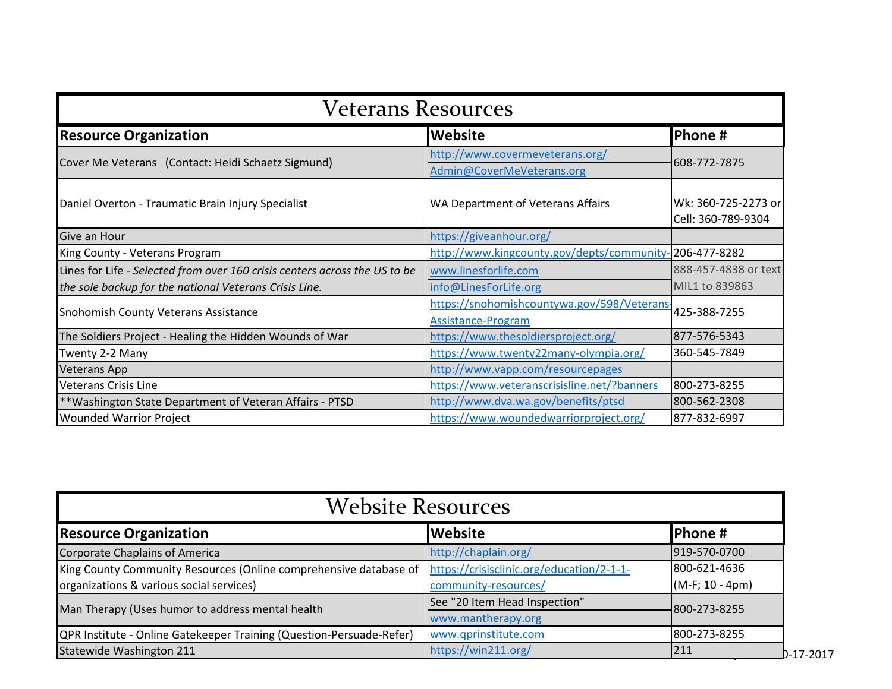## Veterans Resources

| Resource Organization | Website | Phone # |
|---|---|---|
| Cover Me Veterans (Contact: Heidi Schaetz Sigmund) | http://www.covermeveterans.org/ Admin@CoverMeVeterans.org | 608-772-7875 |
| Daniel Overton - Traumatic Brain Injury Specialist | WA Department of Veterans Affairs | Wk: 360-725-2273 or Cell: 360-789-9304 |
| Give an Hour | https://giveanhour.org/ | |
| King County - Veterans Program | http://www.kingcounty.gov/depts/community- | 206-477-8282 |
| Lines for Life - *Selected from over 160 crisis centers across the US to be the sole backup for the national Veterans Crisis Line.* | www.linesforlife.com info@LinesForLife.org | 888-457-4838 or text MIL1 to 839863 |
| Snohomish County Veterans Assistance | https://snohomishcountywa.gov/598/Veterans-Assistance-Program | 425-388-7255 |
| The Soldiers Project - Healing the Hidden Wounds of War | https://www.thesoldiersproject.org/ | 877-576-5343 |
| Twenty 2-2 Many | https://www.twenty22many-olympia.org/ | 360-545-7849 |
| Veterans App | http://www.vapp.com/resourcepages | |
| Veterans Crisis Line | https://www.veteranscrisisline.net/?banners | 800-273-8255 |
| **Washington State Department of Veteran Affairs - PTSD | http://www.dva.wa.gov/benefits/ptsd | 800-562-2308 |
| Wounded Warrior Project | https://www.woundedwarriorproject.org/ | 877-832-6997 |

## Website Resources

| Resource Organization | Website | Phone # |
|---|---|---|
| Corporate Chaplains of America | http://chaplain.org/ | 919-570-0700 |
| King County Community Resources (Online comprehensive database of organizations & various social services) | https://crisisclinic.org/education/2-1-1-community-resources/ | 800-621-4636 (M-F; 10 - 4pm) |
| Man Therapy (Uses humor to address mental health | See "20 Item Head Inspection" www.mantherapy.org | 800-273-8255 |
| QPR Institute - Online Gatekeeper Training (Question-Persuade-Refer) | www.qprinstitute.com | 800-273-8255 |
| Statewide Washington 211 | https://win211.org/ | 211 |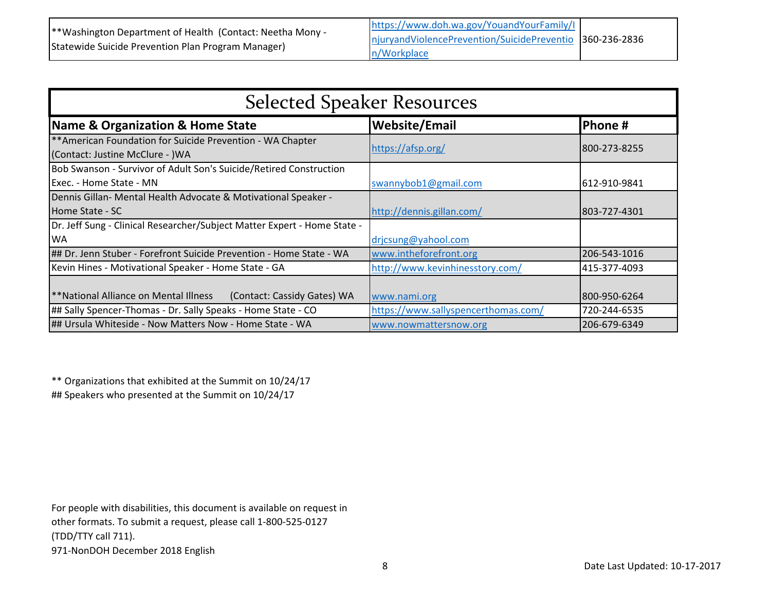| | | |
|---|---|---|
| **Washington Department of Health (Contact: Neetha Mony - Statewide Suicide Prevention Plan Program Manager) | https://www.doh.wa.gov/YouandYourFamily/InjuryandViolencePrevention/SuicidePrevention/Workplace | 360-236-2836 |

## Selected Speaker Resources

| Name & Organization & Home State | Website/Email | Phone # |
|---|---|---|
| **American Foundation for Suicide Prevention - WA Chapter (Contact: Justine McClure - )WA | https://afsp.org/ | 800-273-8255 |
| Bob Swanson - Survivor of Adult Son's Suicide/Retired Construction Exec. - Home State - MN | swannybob1@gmail.com | 612-910-9841 |
| Dennis Gillan- Mental Health Advocate & Motivational Speaker - Home State - SC | http://dennis.gillan.com/ | 803-727-4301 |
| Dr. Jeff Sung - Clinical Researcher/Subject Matter Expert - Home State - WA | drjcsung@yahool.com | |
| ## Dr. Jenn Stuber - Forefront Suicide Prevention - Home State - WA | www.intheforefront.org | 206-543-1016 |
| Kevin Hines - Motivational Speaker - Home State - GA | http://www.kevinhinesstory.com/ | 415-377-4093 |
| **National Alliance on Mental Illness (Contact: Cassidy Gates) WA | www.nami.org | 800-950-6264 |
| ## Sally Spencer-Thomas - Dr. Sally Speaks - Home State - CO | https://www.sallyspencerthomas.com/ | 720-244-6535 |
| ## Ursula Whiteside - Now Matters Now - Home State - WA | www.nowmattersnow.org | 206-679-6349 |

** Organizations that exhibited at the Summit on 10/24/17

## Speakers who presented at the Summit on 10/24/17

For people with disabilities, this document is available on request in other formats. To submit a request, please call 1-800-525-0127 (TDD/TTY call 711).

971-NonDOH December 2018 English

Date Last Updated: 10-17-2017